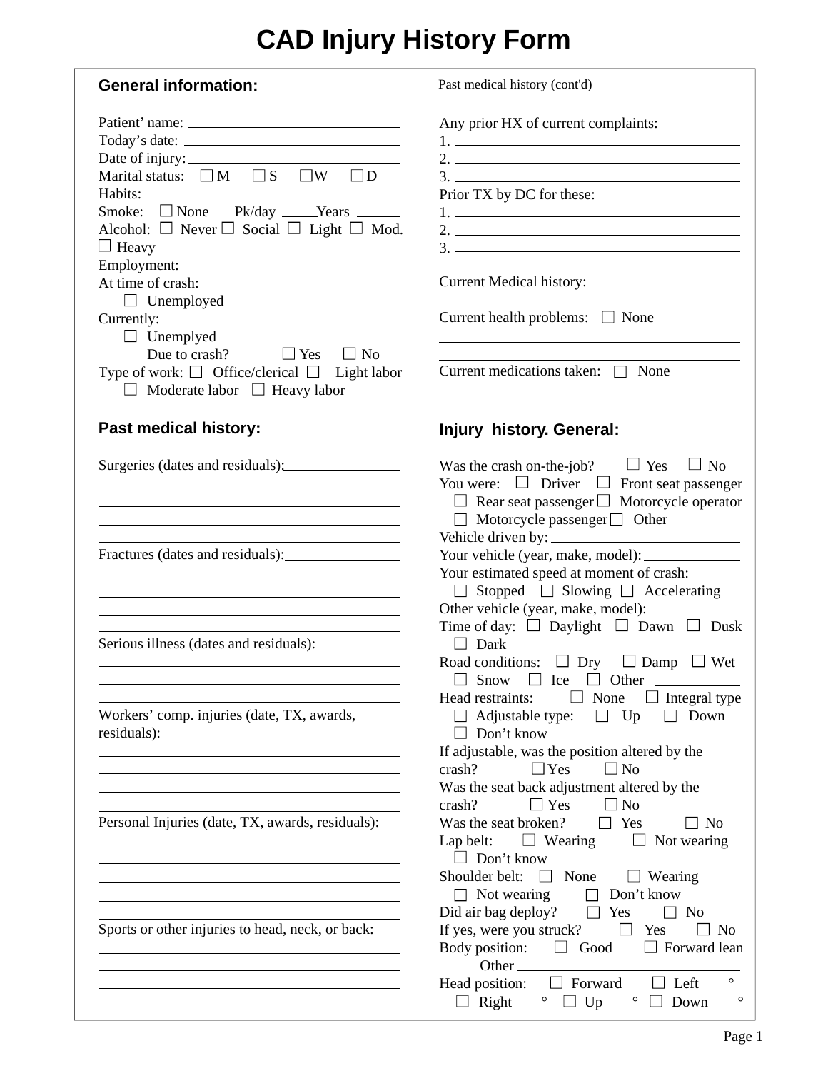# CAD Injury History Form

## General information:

Patient' name: ____________________
Today's date: ____________________
Date of injury: ____________________
Marital status: ☐ M ☐ S ☐ W ☐ D
Habits:
Smoke: ☐ None Pk/day _____ Years ______
Alcohol: ☐ Never ☐ Social ☐ Light ☐ Mod. ☐ Heavy
Employment:
At time of crash: ____________________
☐ Unemployed
Currently: ____________________
☐ Unemplyed
Due to crash? ☐ Yes ☐ No
Type of work: ☐ Office/clerical ☐ Light labor ☐ Moderate labor ☐ Heavy labor

## Past medical history:

Surgeries (dates and residuals): ____________________

Fractures (dates and residuals): ____________________

Serious illness (dates and residuals): ____________________

Workers' comp. injuries (date, TX, awards, residuals): ____________________

Personal Injuries (date, TX, awards, residuals): ____________________

Sports or other injuries to head, neck, or back: ____________________

Past medical history (cont'd)

Any prior HX of current complaints:
1. ____________________
2. ____________________
3. ____________________

Prior TX by DC for these:
1. ____________________
2. ____________________
3. ____________________

Current Medical history:

Current health problems: ☐ None
____________________

Current medications taken: ☐ None
____________________

## Injury history. General:

Was the crash on-the-job? ☐ Yes ☐ No
You were: ☐ Driver ☐ Front seat passenger ☐ Rear seat passenger ☐ Motorcycle operator ☐ Motorcycle passenger ☐ Other __________
Vehicle driven by: ____________________
Your vehicle (year, make, model): ____________________
Your estimated speed at moment of crash: ______
☐ Stopped ☐ Slowing ☐ Accelerating
Other vehicle (year, make, model): ____________________
Time of day: ☐ Daylight ☐ Dawn ☐ Dusk ☐ Dark
Road conditions: ☐ Dry ☐ Damp ☐ Wet ☐ Snow ☐ Ice ☐ Other __________
Head restraints: ☐ None ☐ Integral type ☐ Adjustable type: ☐ Up ☐ Down ☐ Don't know
If adjustable, was the position altered by the crash? ☐ Yes ☐ No
Was the seat back adjustment altered by the crash? ☐ Yes ☐ No
Was the seat broken? ☐ Yes ☐ No
Lap belt: ☐ Wearing ☐ Not wearing ☐ Don't know
Shoulder belt: ☐ None ☐ Wearing ☐ Not wearing ☐ Don't know
Did air bag deploy? ☐ Yes ☐ No
If yes, were you struck? ☐ Yes ☐ No
Body position: ☐ Good ☐ Forward lean
Other ____________________
Head position: ☐ Forward ☐ Left ___° ☐ Right ___° ☐ Up ___° ☐ Down ___°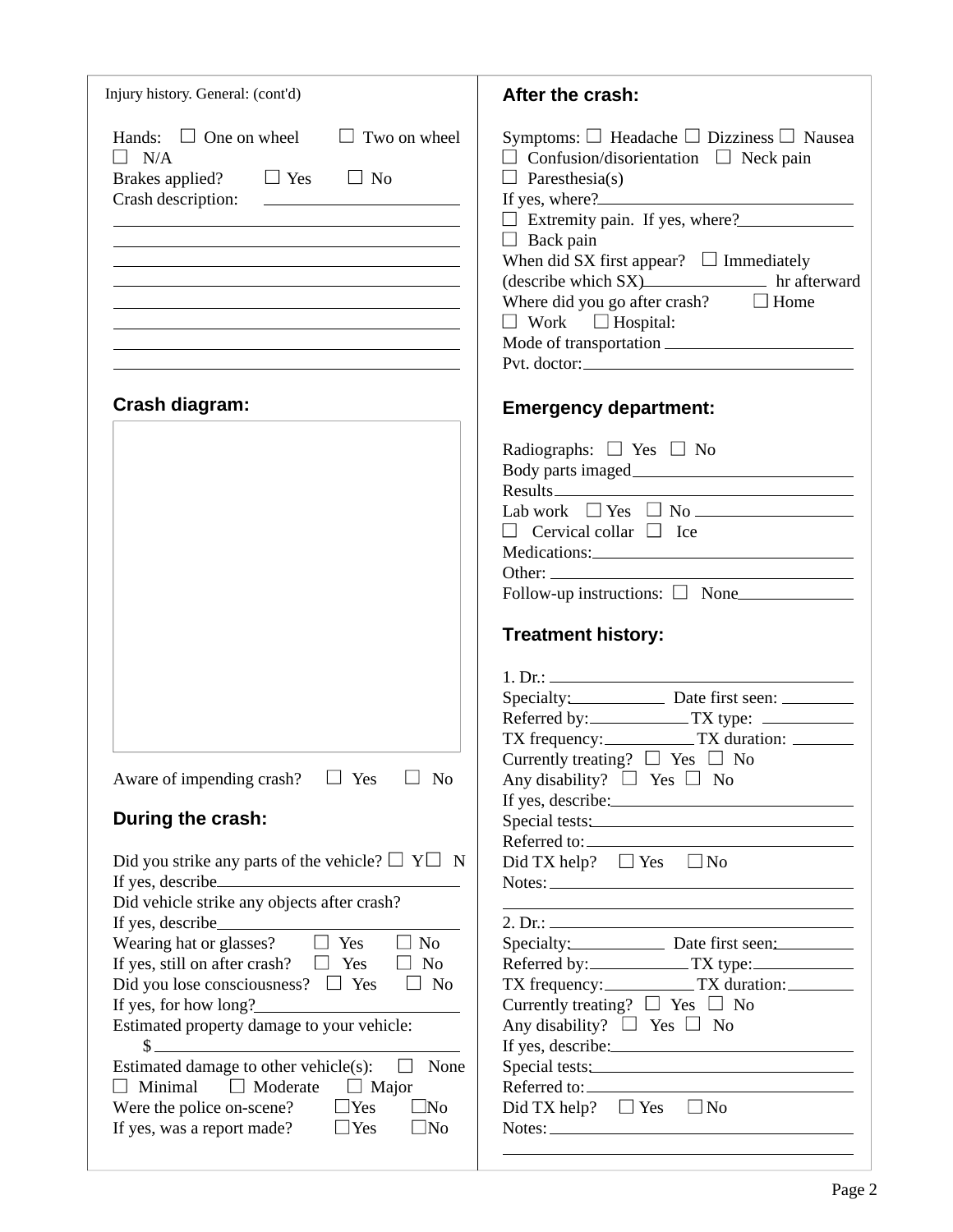Injury history. General: (cont'd)

Hands: ☐ One on wheel ☐ Two on wheel ☐ N/A

Brakes applied? ☐ Yes ☐ No

Crash description: ______________________

______________________________________

______________________________________

______________________________________

______________________________________

______________________________________

______________________________________

______________________________________

______________________________________

### Crash diagram:

Aware of impending crash? ☐ Yes ☐ No

### During the crash:

Did you strike any parts of the vehicle? ☐ Y ☐ N

If yes, describe______________________

Did vehicle strike any objects after crash?

If yes, describe______________________

Wearing hat or glasses? ☐ Yes ☐ No

If yes, still on after crash? ☐ Yes ☐ No

Did you lose consciousness? ☐ Yes ☐ No

If yes, for how long?______________________

Estimated property damage to your vehicle:

$ ______________________

Estimated damage to other vehicle(s): ☐ None ☐ Minimal ☐ Moderate ☐ Major

Were the police on-scene? ☐Yes ☐No

If yes, was a report made? ☐Yes ☐No

### After the crash:

Symptoms: ☐ Headache ☐ Dizziness ☐ Nausea ☐ Confusion/disorientation ☐ Neck pain ☐ Paresthesia(s)

If yes, where?______________________

☐ Extremity pain. If yes, where?______________________

☐ Back pain

When did SX first appear? ☐ Immediately

(describe which SX)______________ hr afterward

Where did you go after crash? ☐ Home ☐ Work ☐ Hospital:

Mode of transportation ______________________

Pvt. doctor:______________________

### Emergency department:

Radiographs: ☐ Yes ☐ No

Body parts imaged______________________

Results______________________

Lab work ☐ Yes ☐ No ______________________

☐ Cervical collar ☐ Ice

Medications:______________________

Other: ______________________

Follow-up instructions: ☐ None______________________

### Treatment history:

1. Dr.: ______________________

Specialty:____________ Date first seen: ____________

Referred by:____________ TX type: ____________

TX frequency:____________ TX duration: ____________

Currently treating? ☐ Yes ☐ No

Any disability? ☐ Yes ☐ No

If yes, describe:______________________

Special tests:______________________

Referred to:______________________

Did TX help? ☐ Yes ☐ No

Notes:______________________

______________________________________

2. Dr.: ______________________

Specialty:____________ Date first seen:____________

Referred by:____________ TX type:____________

TX frequency:____________ TX duration:____________

Currently treating? ☐ Yes ☐ No

Any disability? ☐ Yes ☐ No

If yes, describe:______________________

Special tests:______________________

Referred to:______________________

Did TX help? ☐ Yes ☐ No

Notes:______________________

______________________________________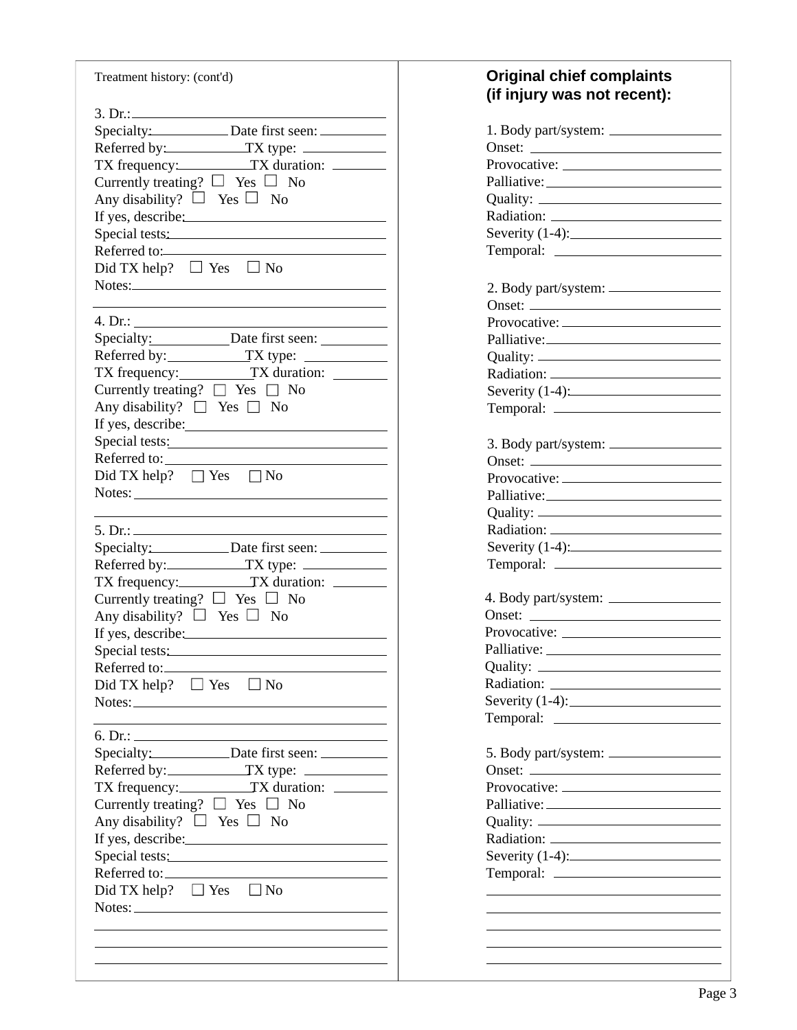Treatment history: (cont'd)

3. Dr.: \_\_\_\_\_\_\_\_\_\_\_\_\_\_\_\_\_\_\_\_
Specialty: \_\_\_\_\_\_\_\_\_\_ Date first seen: \_\_\_\_\_\_\_\_\_\_
Referred by: \_\_\_\_\_\_\_\_\_\_ TX type: \_\_\_\_\_\_\_\_\_\_
TX frequency: \_\_\_\_\_\_\_\_\_\_ TX duration: \_\_\_\_\_\_\_\_\_\_
Currently treating? ☐ Yes ☐ No
Any disability? ☐ Yes ☐ No
If yes, describe: \_\_\_\_\_\_\_\_\_\_\_\_\_\_\_\_\_\_\_\_
Special tests: \_\_\_\_\_\_\_\_\_\_\_\_\_\_\_\_\_\_\_\_
Referred to: \_\_\_\_\_\_\_\_\_\_\_\_\_\_\_\_\_\_\_\_
Did TX help? ☐ Yes ☐ No
Notes: \_\_\_\_\_\_\_\_\_\_\_\_\_\_\_\_\_\_\_\_

4. Dr.: \_\_\_\_\_\_\_\_\_\_\_\_\_\_\_\_\_\_\_\_
Specialty: \_\_\_\_\_\_\_\_\_\_ Date first seen: \_\_\_\_\_\_\_\_\_\_
Referred by: \_\_\_\_\_\_\_\_\_\_ TX type: \_\_\_\_\_\_\_\_\_\_
TX frequency: \_\_\_\_\_\_\_\_\_\_ TX duration: \_\_\_\_\_\_\_\_\_\_
Currently treating? ☐ Yes ☐ No
Any disability? ☐ Yes ☐ No
If yes, describe: \_\_\_\_\_\_\_\_\_\_\_\_\_\_\_\_\_\_\_\_
Special tests: \_\_\_\_\_\_\_\_\_\_\_\_\_\_\_\_\_\_\_\_
Referred to: \_\_\_\_\_\_\_\_\_\_\_\_\_\_\_\_\_\_\_\_
Did TX help? ☐ Yes ☐ No
Notes: \_\_\_\_\_\_\_\_\_\_\_\_\_\_\_\_\_\_\_\_

5. Dr.: \_\_\_\_\_\_\_\_\_\_\_\_\_\_\_\_\_\_\_\_
Specialty: \_\_\_\_\_\_\_\_\_\_ Date first seen: \_\_\_\_\_\_\_\_\_\_
Referred by: \_\_\_\_\_\_\_\_\_\_ TX type: \_\_\_\_\_\_\_\_\_\_
TX frequency: \_\_\_\_\_\_\_\_\_\_ TX duration: \_\_\_\_\_\_\_\_\_\_
Currently treating? ☐ Yes ☐ No
Any disability? ☐ Yes ☐ No
If yes, describe: \_\_\_\_\_\_\_\_\_\_\_\_\_\_\_\_\_\_\_\_
Special tests: \_\_\_\_\_\_\_\_\_\_\_\_\_\_\_\_\_\_\_\_
Referred to: \_\_\_\_\_\_\_\_\_\_\_\_\_\_\_\_\_\_\_\_
Did TX help? ☐ Yes ☐ No
Notes: \_\_\_\_\_\_\_\_\_\_\_\_\_\_\_\_\_\_\_\_

6. Dr.: \_\_\_\_\_\_\_\_\_\_\_\_\_\_\_\_\_\_\_\_
Specialty: \_\_\_\_\_\_\_\_\_\_ Date first seen: \_\_\_\_\_\_\_\_\_\_
Referred by: \_\_\_\_\_\_\_\_\_\_ TX type: \_\_\_\_\_\_\_\_\_\_
TX frequency: \_\_\_\_\_\_\_\_\_\_ TX duration: \_\_\_\_\_\_\_\_\_\_
Currently treating? ☐ Yes ☐ No
Any disability? ☐ Yes ☐ No
If yes, describe: \_\_\_\_\_\_\_\_\_\_\_\_\_\_\_\_\_\_\_\_
Special tests: \_\_\_\_\_\_\_\_\_\_\_\_\_\_\_\_\_\_\_\_
Referred to: \_\_\_\_\_\_\_\_\_\_\_\_\_\_\_\_\_\_\_\_
Did TX help? ☐ Yes ☐ No
Notes: \_\_\_\_\_\_\_\_\_\_\_\_\_\_\_\_\_\_\_\_

## Original chief complaints (if injury was not recent):

1. Body part/system: \_\_\_\_\_\_\_\_\_\_\_\_\_\_\_\_\_\_\_\_
Onset: \_\_\_\_\_\_\_\_\_\_\_\_\_\_\_\_\_\_\_\_
Provocative: \_\_\_\_\_\_\_\_\_\_\_\_\_\_\_\_\_\_\_\_
Palliative: \_\_\_\_\_\_\_\_\_\_\_\_\_\_\_\_\_\_\_\_
Quality: \_\_\_\_\_\_\_\_\_\_\_\_\_\_\_\_\_\_\_\_
Radiation: \_\_\_\_\_\_\_\_\_\_\_\_\_\_\_\_\_\_\_\_
Severity (1-4): \_\_\_\_\_\_\_\_\_\_\_\_\_\_\_\_\_\_\_\_
Temporal: \_\_\_\_\_\_\_\_\_\_\_\_\_\_\_\_\_\_\_\_

2. Body part/system: \_\_\_\_\_\_\_\_\_\_\_\_\_\_\_\_\_\_\_\_
Onset: \_\_\_\_\_\_\_\_\_\_\_\_\_\_\_\_\_\_\_\_
Provocative: \_\_\_\_\_\_\_\_\_\_\_\_\_\_\_\_\_\_\_\_
Palliative: \_\_\_\_\_\_\_\_\_\_\_\_\_\_\_\_\_\_\_\_
Quality: \_\_\_\_\_\_\_\_\_\_\_\_\_\_\_\_\_\_\_\_
Radiation: \_\_\_\_\_\_\_\_\_\_\_\_\_\_\_\_\_\_\_\_
Severity (1-4): \_\_\_\_\_\_\_\_\_\_\_\_\_\_\_\_\_\_\_\_
Temporal: \_\_\_\_\_\_\_\_\_\_\_\_\_\_\_\_\_\_\_\_

3. Body part/system: \_\_\_\_\_\_\_\_\_\_\_\_\_\_\_\_\_\_\_\_
Onset: \_\_\_\_\_\_\_\_\_\_\_\_\_\_\_\_\_\_\_\_
Provocative: \_\_\_\_\_\_\_\_\_\_\_\_\_\_\_\_\_\_\_\_
Palliative: \_\_\_\_\_\_\_\_\_\_\_\_\_\_\_\_\_\_\_\_
Quality: \_\_\_\_\_\_\_\_\_\_\_\_\_\_\_\_\_\_\_\_
Radiation: \_\_\_\_\_\_\_\_\_\_\_\_\_\_\_\_\_\_\_\_
Severity (1-4): \_\_\_\_\_\_\_\_\_\_\_\_\_\_\_\_\_\_\_\_
Temporal: \_\_\_\_\_\_\_\_\_\_\_\_\_\_\_\_\_\_\_\_

4. Body part/system: \_\_\_\_\_\_\_\_\_\_\_\_\_\_\_\_\_\_\_\_
Onset: \_\_\_\_\_\_\_\_\_\_\_\_\_\_\_\_\_\_\_\_
Provocative: \_\_\_\_\_\_\_\_\_\_\_\_\_\_\_\_\_\_\_\_
Palliative: \_\_\_\_\_\_\_\_\_\_\_\_\_\_\_\_\_\_\_\_
Quality: \_\_\_\_\_\_\_\_\_\_\_\_\_\_\_\_\_\_\_\_
Radiation: \_\_\_\_\_\_\_\_\_\_\_\_\_\_\_\_\_\_\_\_
Severity (1-4): \_\_\_\_\_\_\_\_\_\_\_\_\_\_\_\_\_\_\_\_
Temporal: \_\_\_\_\_\_\_\_\_\_\_\_\_\_\_\_\_\_\_\_

5. Body part/system: \_\_\_\_\_\_\_\_\_\_\_\_\_\_\_\_\_\_\_\_
Onset: \_\_\_\_\_\_\_\_\_\_\_\_\_\_\_\_\_\_\_\_
Provocative: \_\_\_\_\_\_\_\_\_\_\_\_\_\_\_\_\_\_\_\_
Palliative: \_\_\_\_\_\_\_\_\_\_\_\_\_\_\_\_\_\_\_\_
Quality: \_\_\_\_\_\_\_\_\_\_\_\_\_\_\_\_\_\_\_\_
Radiation: \_\_\_\_\_\_\_\_\_\_\_\_\_\_\_\_\_\_\_\_
Severity (1-4): \_\_\_\_\_\_\_\_\_\_\_\_\_\_\_\_\_\_\_\_
Temporal: \_\_\_\_\_\_\_\_\_\_\_\_\_\_\_\_\_\_\_\_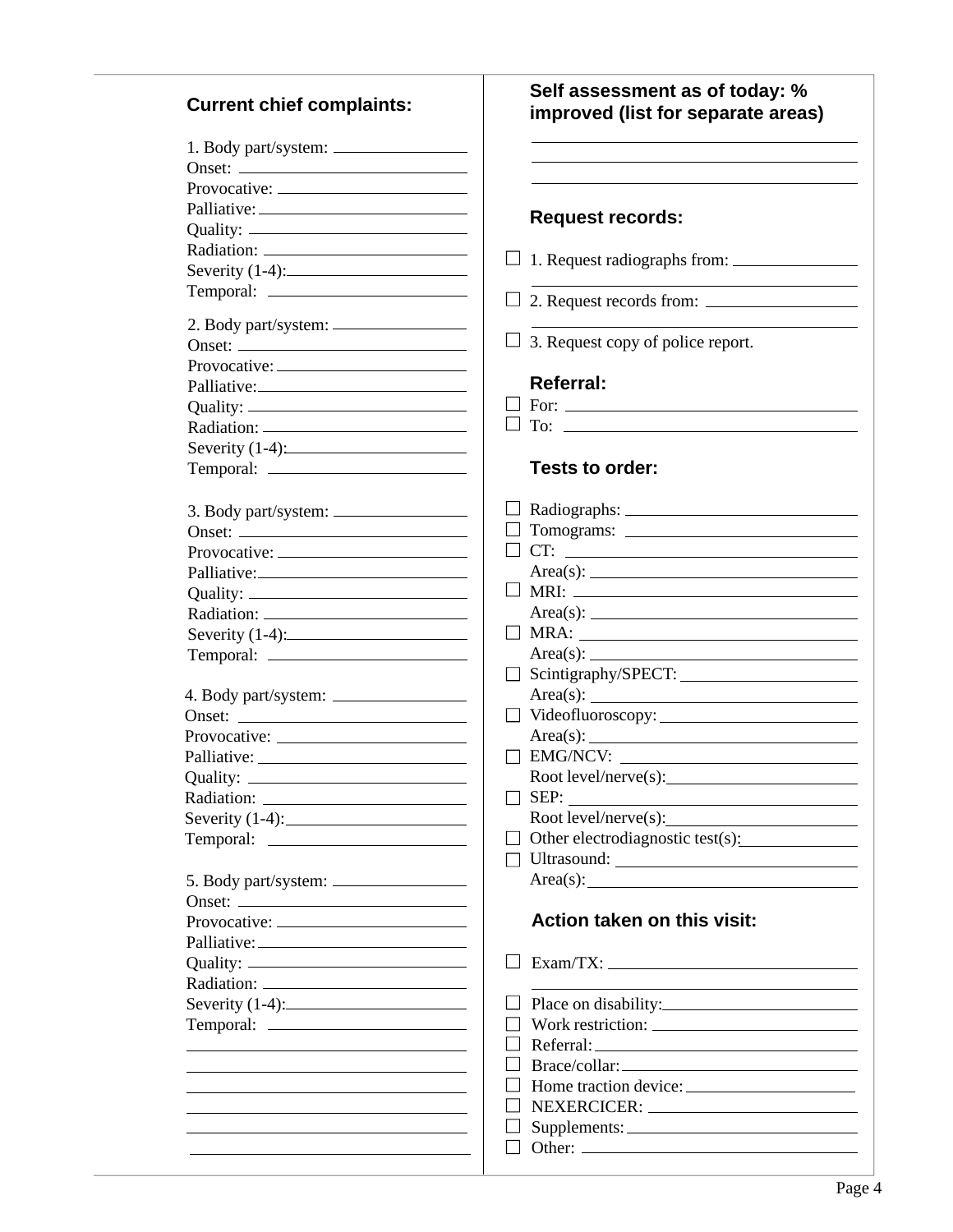## Current chief complaints:

1. Body part/system: \_\_\_\_\_\_\_\_\_\_
Onset: \_\_\_\_\_\_\_\_\_\_
Provocative: \_\_\_\_\_\_\_\_\_\_
Palliative: \_\_\_\_\_\_\_\_\_\_
Quality: \_\_\_\_\_\_\_\_\_\_
Radiation: \_\_\_\_\_\_\_\_\_\_
Severity (1-4): \_\_\_\_\_\_\_\_\_\_
Temporal: \_\_\_\_\_\_\_\_\_\_

2. Body part/system: \_\_\_\_\_\_\_\_\_\_
Onset: \_\_\_\_\_\_\_\_\_\_
Provocative: \_\_\_\_\_\_\_\_\_\_
Palliative: \_\_\_\_\_\_\_\_\_\_
Quality: \_\_\_\_\_\_\_\_\_\_
Radiation: \_\_\_\_\_\_\_\_\_\_
Severity (1-4): \_\_\_\_\_\_\_\_\_\_
Temporal: \_\_\_\_\_\_\_\_\_\_

3. Body part/system: \_\_\_\_\_\_\_\_\_\_
Onset: \_\_\_\_\_\_\_\_\_\_
Provocative: \_\_\_\_\_\_\_\_\_\_
Palliative: \_\_\_\_\_\_\_\_\_\_
Quality: \_\_\_\_\_\_\_\_\_\_
Radiation: \_\_\_\_\_\_\_\_\_\_
Severity (1-4): \_\_\_\_\_\_\_\_\_\_
Temporal: \_\_\_\_\_\_\_\_\_\_

4. Body part/system: \_\_\_\_\_\_\_\_\_\_
Onset: \_\_\_\_\_\_\_\_\_\_
Provocative: \_\_\_\_\_\_\_\_\_\_
Palliative: \_\_\_\_\_\_\_\_\_\_
Quality: \_\_\_\_\_\_\_\_\_\_
Radiation: \_\_\_\_\_\_\_\_\_\_
Severity (1-4): \_\_\_\_\_\_\_\_\_\_
Temporal: \_\_\_\_\_\_\_\_\_\_

5. Body part/system: \_\_\_\_\_\_\_\_\_\_
Onset: \_\_\_\_\_\_\_\_\_\_
Provocative: \_\_\_\_\_\_\_\_\_\_
Palliative: \_\_\_\_\_\_\_\_\_\_
Quality: \_\_\_\_\_\_\_\_\_\_
Radiation: \_\_\_\_\_\_\_\_\_\_
Severity (1-4): \_\_\_\_\_\_\_\_\_\_
Temporal: \_\_\_\_\_\_\_\_\_\_

\_\_\_\_\_\_\_\_\_\_
\_\_\_\_\_\_\_\_\_\_
\_\_\_\_\_\_\_\_\_\_
\_\_\_\_\_\_\_\_\_\_
\_\_\_\_\_\_\_\_\_\_
\_\_\_\_\_\_\_\_\_\_

## Self assessment as of today: % improved (list for separate areas)

\_\_\_\_\_\_\_\_\_\_
\_\_\_\_\_\_\_\_\_\_
\_\_\_\_\_\_\_\_\_\_

## Request records:

- ☐ 1. Request radiographs from: \_\_\_\_\_\_\_\_\_\_
- ☐ 2. Request records from: \_\_\_\_\_\_\_\_\_\_
- ☐ 3. Request copy of police report.

## Referral:

- ☐ For: \_\_\_\_\_\_\_\_\_\_
- ☐ To: \_\_\_\_\_\_\_\_\_\_

## Tests to order:

- ☐ Radiographs: \_\_\_\_\_\_\_\_\_\_
- ☐ Tomograms: \_\_\_\_\_\_\_\_\_\_
- ☐ CT: \_\_\_\_\_\_\_\_\_\_
  Area(s): \_\_\_\_\_\_\_\_\_\_
- ☐ MRI: \_\_\_\_\_\_\_\_\_\_
  Area(s): \_\_\_\_\_\_\_\_\_\_
- ☐ MRA: \_\_\_\_\_\_\_\_\_\_
  Area(s): \_\_\_\_\_\_\_\_\_\_
- ☐ Scintigraphy/SPECT: \_\_\_\_\_\_\_\_\_\_
  Area(s): \_\_\_\_\_\_\_\_\_\_
- ☐ Videofluoroscopy: \_\_\_\_\_\_\_\_\_\_
  Area(s): \_\_\_\_\_\_\_\_\_\_
- ☐ EMG/NCV: \_\_\_\_\_\_\_\_\_\_
  Root level/nerve(s): \_\_\_\_\_\_\_\_\_\_
- ☐ SEP: \_\_\_\_\_\_\_\_\_\_
  Root level/nerve(s): \_\_\_\_\_\_\_\_\_\_
- ☐ Other electrodiagnostic test(s): \_\_\_\_\_\_\_\_\_\_
- ☐ Ultrasound: \_\_\_\_\_\_\_\_\_\_
  Area(s): \_\_\_\_\_\_\_\_\_\_

## Action taken on this visit:

- ☐ Exam/TX: \_\_\_\_\_\_\_\_\_\_
- ☐ Place on disability: \_\_\_\_\_\_\_\_\_\_
- ☐ Work restriction: \_\_\_\_\_\_\_\_\_\_
- ☐ Referral: \_\_\_\_\_\_\_\_\_\_
- ☐ Brace/collar: \_\_\_\_\_\_\_\_\_\_
- ☐ Home traction device: \_\_\_\_\_\_\_\_\_\_
- ☐ NEXERCICER: \_\_\_\_\_\_\_\_\_\_
- ☐ Supplements: \_\_\_\_\_\_\_\_\_\_
- ☐ Other: \_\_\_\_\_\_\_\_\_\_